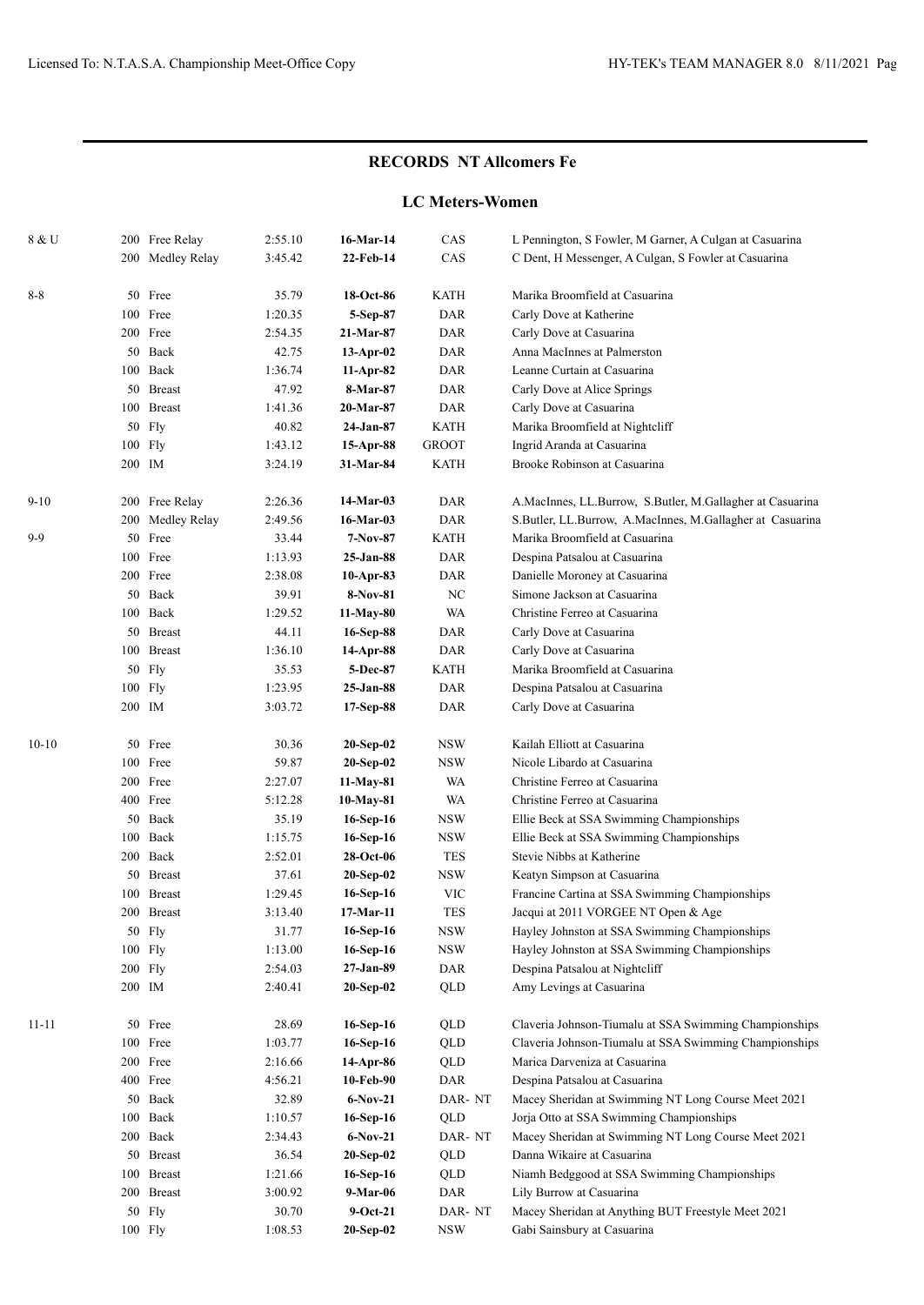## RECORDS NT Allcomers Fe

### LC Meters-Women

| Age | Event | Time | Date | Team | Name |
|---|---|---|---|---|---|
| 8 & U | 200 Free Relay | 2:55.10 | **16-Mar-14** | CAS | L Pennington, S Fowler, M Garner, A Culgan at Casuarina |
| | 200 Medley Relay | 3:45.42 | **22-Feb-14** | CAS | C Dent, H Messenger, A Culgan, S Fowler at Casuarina |
| 8-8 | 50 Free | 35.79 | **18-Oct-86** | KATH | Marika Broomfield at Casuarina |
| | 100 Free | 1:20.35 | **5-Sep-87** | DAR | Carly Dove at Katherine |
| | 200 Free | 2:54.35 | **21-Mar-87** | DAR | Carly Dove at Casuarina |
| | 50 Back | 42.75 | **13-Apr-02** | DAR | Anna MacInnes at Palmerston |
| | 100 Back | 1:36.74 | **11-Apr-82** | DAR | Leanne Curtain at Casuarina |
| | 50 Breast | 47.92 | **8-Mar-87** | DAR | Carly Dove at Alice Springs |
| | 100 Breast | 1:41.36 | **20-Mar-87** | DAR | Carly Dove at Casuarina |
| | 50 Fly | 40.82 | **24-Jan-87** | KATH | Marika Broomfield at Nightcliff |
| | 100 Fly | 1:43.12 | **15-Apr-88** | GROOT | Ingrid Aranda at Casuarina |
| | 200 IM | 3:24.19 | **31-Mar-84** | KATH | Brooke Robinson at Casuarina |
| 9-10 | 200 Free Relay | 2:26.36 | **14-Mar-03** | DAR | A.MacInnes, LL.Burrow, S.Butler, M.Gallagher at Casuarina |
| | 200 Medley Relay | 2:49.56 | **16-Mar-03** | DAR | S.Butler, LL.Burrow, A.MacInnes, M.Gallagher at Casuarina |
| 9-9 | 50 Free | 33.44 | **7-Nov-87** | KATH | Marika Broomfield at Casuarina |
| | 100 Free | 1:13.93 | **25-Jan-88** | DAR | Despina Patsalou at Casuarina |
| | 200 Free | 2:38.08 | **10-Apr-83** | DAR | Danielle Moroney at Casuarina |
| | 50 Back | 39.91 | **8-Nov-81** | NC | Simone Jackson at Casuarina |
| | 100 Back | 1:29.52 | **11-May-80** | WA | Christine Ferreo at Casuarina |
| | 50 Breast | 44.11 | **16-Sep-88** | DAR | Carly Dove at Casuarina |
| | 100 Breast | 1:36.10 | **14-Apr-88** | DAR | Carly Dove at Casuarina |
| | 50 Fly | 35.53 | **5-Dec-87** | KATH | Marika Broomfield at Casuarina |
| | 100 Fly | 1:23.95 | **25-Jan-88** | DAR | Despina Patsalou at Casuarina |
| | 200 IM | 3:03.72 | **17-Sep-88** | DAR | Carly Dove at Casuarina |
| 10-10 | 50 Free | 30.36 | **20-Sep-02** | NSW | Kailah Elliott at Casuarina |
| | 100 Free | 59.87 | **20-Sep-02** | NSW | Nicole Libardo at Casuarina |
| | 200 Free | 2:27.07 | **11-May-81** | WA | Christine Ferreo at Casuarina |
| | 400 Free | 5:12.28 | **10-May-81** | WA | Christine Ferreo at Casuarina |
| | 50 Back | 35.19 | **16-Sep-16** | NSW | Ellie Beck at SSA Swimming Championships |
| | 100 Back | 1:15.75 | **16-Sep-16** | NSW | Ellie Beck at SSA Swimming Championships |
| | 200 Back | 2:52.01 | **28-Oct-06** | TES | Stevie Nibbs at Katherine |
| | 50 Breast | 37.61 | **20-Sep-02** | NSW | Keatyn Simpson at Casuarina |
| | 100 Breast | 1:29.45 | **16-Sep-16** | VIC | Francine Cartina at SSA Swimming Championships |
| | 200 Breast | 3:13.40 | **17-Mar-11** | TES | Jacqui at 2011 VORGEE NT Open & Age |
| | 50 Fly | 31.77 | **16-Sep-16** | NSW | Hayley Johnston at SSA Swimming Championships |
| | 100 Fly | 1:13.00 | **16-Sep-16** | NSW | Hayley Johnston at SSA Swimming Championships |
| | 200 Fly | 2:54.03 | **27-Jan-89** | DAR | Despina Patsalou at Nightcliff |
| | 200 IM | 2:40.41 | **20-Sep-02** | QLD | Amy Levings at Casuarina |
| 11-11 | 50 Free | 28.69 | **16-Sep-16** | QLD | Claveria Johnson-Tiumalu at SSA Swimming Championships |
| | 100 Free | 1:03.77 | **16-Sep-16** | QLD | Claveria Johnson-Tiumalu at SSA Swimming Championships |
| | 200 Free | 2:16.66 | **14-Apr-86** | QLD | Marica Darveniza at Casuarina |
| | 400 Free | 4:56.21 | **10-Feb-90** | DAR | Despina Patsalou at Casuarina |
| | 50 Back | 32.89 | **6-Nov-21** | DAR- NT | Macey Sheridan at Swimming NT Long Course Meet 2021 |
| | 100 Back | 1:10.57 | **16-Sep-16** | QLD | Jorja Otto at SSA Swimming Championships |
| | 200 Back | 2:34.43 | **6-Nov-21** | DAR- NT | Macey Sheridan at Swimming NT Long Course Meet 2021 |
| | 50 Breast | 36.54 | **20-Sep-02** | QLD | Danna Wikaire at Casuarina |
| | 100 Breast | 1:21.66 | **16-Sep-16** | QLD | Niamh Bedggood at SSA Swimming Championships |
| | 200 Breast | 3:00.92 | **9-Mar-06** | DAR | Lily Burrow at Casuarina |
| | 50 Fly | 30.70 | **9-Oct-21** | DAR- NT | Macey Sheridan at Anything BUT Freestyle Meet 2021 |
| | 100 Fly | 1:08.53 | **20-Sep-02** | NSW | Gabi Sainsbury at Casuarina |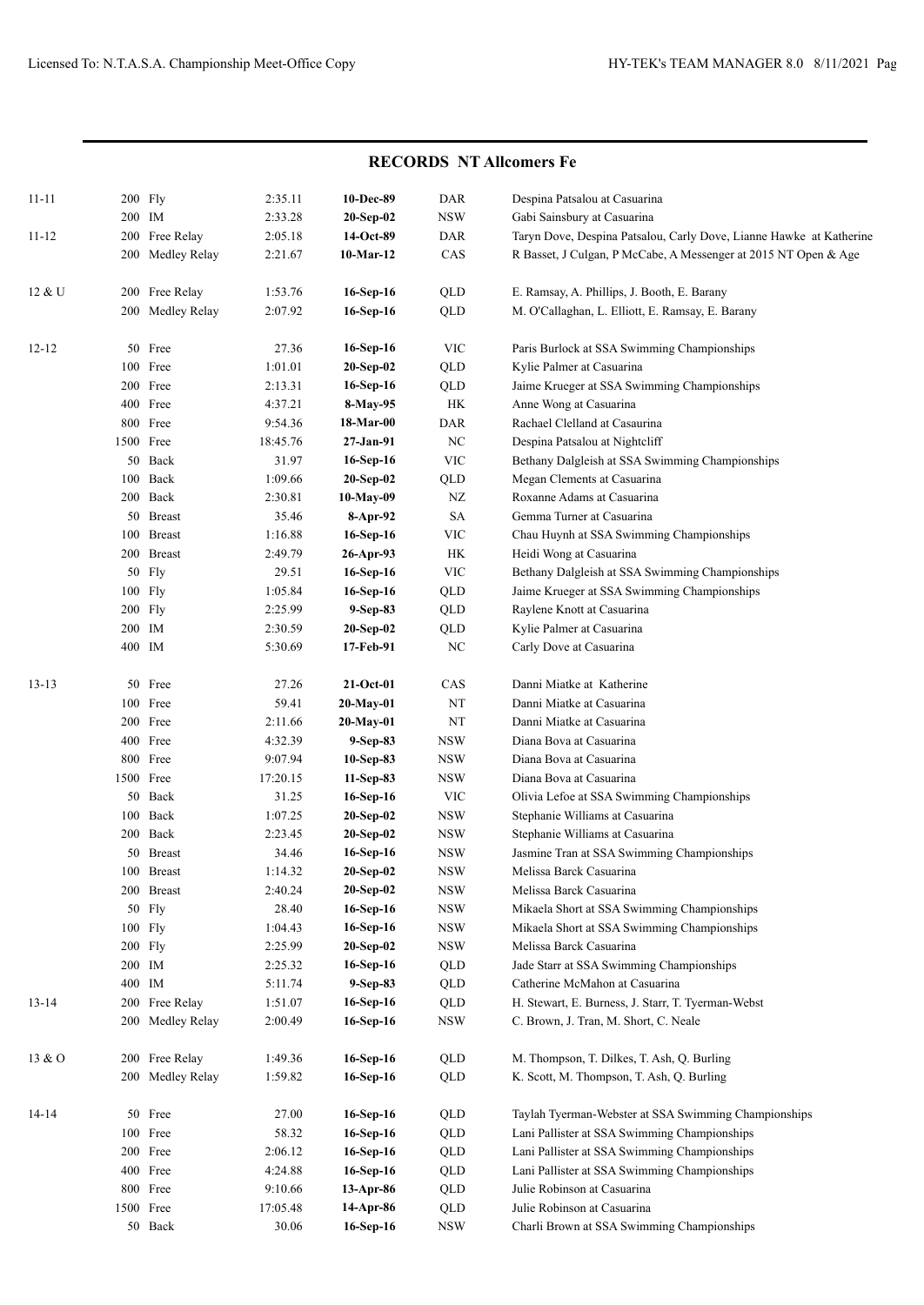## RECORDS NT Allcomers Fe

| Age | Event | Time | Date | Team | Name |
|---|---|---|---|---|---|
| 11-11 | 200 Fly | 2:35.11 | **10-Dec-89** | DAR | Despina Patsalou at Casuarina |
| | 200 IM | 2:33.28 | **20-Sep-02** | NSW | Gabi Sainsbury at Casuarina |
| 11-12 | 200 Free Relay | 2:05.18 | **14-Oct-89** | DAR | Taryn Dove, Despina Patsalou, Carly Dove, Lianne Hawke at Katherine |
| | 200 Medley Relay | 2:21.67 | **10-Mar-12** | CAS | R Basset, J Culgan, P McCabe, A Messenger at 2015 NT Open & Age |
| 12 & U | 200 Free Relay | 1:53.76 | **16-Sep-16** | QLD | E. Ramsay, A. Phillips, J. Booth, E. Barany |
| | 200 Medley Relay | 2:07.92 | **16-Sep-16** | QLD | M. O'Callaghan, L. Elliott, E. Ramsay, E. Barany |
| 12-12 | 50 Free | 27.36 | **16-Sep-16** | VIC | Paris Burlock at SSA Swimming Championships |
| | 100 Free | 1:01.01 | **20-Sep-02** | QLD | Kylie Palmer at Casuarina |
| | 200 Free | 2:13.31 | **16-Sep-16** | QLD | Jaime Krueger at SSA Swimming Championships |
| | 400 Free | 4:37.21 | **8-May-95** | HK | Anne Wong at Casuarina |
| | 800 Free | 9:54.36 | **18-Mar-00** | DAR | Rachael Clelland at Casuarina |
| | 1500 Free | 18:45.76 | **27-Jan-91** | NC | Despina Patsalou at Nightcliff |
| | 50 Back | 31.97 | **16-Sep-16** | VIC | Bethany Dalgleish at SSA Swimming Championships |
| | 100 Back | 1:09.66 | **20-Sep-02** | QLD | Megan Clements at Casuarina |
| | 200 Back | 2:30.81 | **10-May-09** | NZ | Roxanne Adams at Casuarina |
| | 50 Breast | 35.46 | **8-Apr-92** | SA | Gemma Turner at Casuarina |
| | 100 Breast | 1:16.88 | **16-Sep-16** | VIC | Chau Huynh at SSA Swimming Championships |
| | 200 Breast | 2:49.79 | **26-Apr-93** | HK | Heidi Wong at Casuarina |
| | 50 Fly | 29.51 | **16-Sep-16** | VIC | Bethany Dalgleish at SSA Swimming Championships |
| | 100 Fly | 1:05.84 | **16-Sep-16** | QLD | Jaime Krueger at SSA Swimming Championships |
| | 200 Fly | 2:25.99 | **9-Sep-83** | QLD | Raylene Knott at Casuarina |
| | 200 IM | 2:30.59 | **20-Sep-02** | QLD | Kylie Palmer at Casuarina |
| | 400 IM | 5:30.69 | **17-Feb-91** | NC | Carly Dove at Casuarina |
| 13-13 | 50 Free | 27.26 | **21-Oct-01** | CAS | Danni Miatke at Katherine |
| | 100 Free | 59.41 | **20-May-01** | NT | Danni Miatke at Casuarina |
| | 200 Free | 2:11.66 | **20-May-01** | NT | Danni Miatke at Casuarina |
| | 400 Free | 4:32.39 | **9-Sep-83** | NSW | Diana Bova at Casuarina |
| | 800 Free | 9:07.94 | **10-Sep-83** | NSW | Diana Bova at Casuarina |
| | 1500 Free | 17:20.15 | **11-Sep-83** | NSW | Diana Bova at Casuarina |
| | 50 Back | 31.25 | **16-Sep-16** | VIC | Olivia Lefoe at SSA Swimming Championships |
| | 100 Back | 1:07.25 | **20-Sep-02** | NSW | Stephanie Williams at Casuarina |
| | 200 Back | 2:23.45 | **20-Sep-02** | NSW | Stephanie Williams at Casuarina |
| | 50 Breast | 34.46 | **16-Sep-16** | NSW | Jasmine Tran at SSA Swimming Championships |
| | 100 Breast | 1:14.32 | **20-Sep-02** | NSW | Melissa Barck Casuarina |
| | 200 Breast | 2:40.24 | **20-Sep-02** | NSW | Melissa Barck Casuarina |
| | 50 Fly | 28.40 | **16-Sep-16** | NSW | Mikaela Short at SSA Swimming Championships |
| | 100 Fly | 1:04.43 | **16-Sep-16** | NSW | Mikaela Short at SSA Swimming Championships |
| | 200 Fly | 2:25.99 | **20-Sep-02** | NSW | Melissa Barck Casuarina |
| | 200 IM | 2:25.32 | **16-Sep-16** | QLD | Jade Starr at SSA Swimming Championships |
| | 400 IM | 5:11.74 | **9-Sep-83** | QLD | Catherine McMahon at Casuarina |
| 13-14 | 200 Free Relay | 1:51.07 | **16-Sep-16** | QLD | H. Stewart, E. Burness, J. Starr, T. Tyerman-Webst |
| | 200 Medley Relay | 2:00.49 | **16-Sep-16** | NSW | C. Brown, J. Tran, M. Short, C. Neale |
| 13 & O | 200 Free Relay | 1:49.36 | **16-Sep-16** | QLD | M. Thompson, T. Dilkes, T. Ash, Q. Burling |
| | 200 Medley Relay | 1:59.82 | **16-Sep-16** | QLD | K. Scott, M. Thompson, T. Ash, Q. Burling |
| 14-14 | 50 Free | 27.00 | **16-Sep-16** | QLD | Taylah Tyerman-Webster at SSA Swimming Championships |
| | 100 Free | 58.32 | **16-Sep-16** | QLD | Lani Pallister at SSA Swimming Championships |
| | 200 Free | 2:06.12 | **16-Sep-16** | QLD | Lani Pallister at SSA Swimming Championships |
| | 400 Free | 4:24.88 | **16-Sep-16** | QLD | Lani Pallister at SSA Swimming Championships |
| | 800 Free | 9:10.66 | **13-Apr-86** | QLD | Julie Robinson at Casuarina |
| | 1500 Free | 17:05.48 | **14-Apr-86** | QLD | Julie Robinson at Casuarina |
| | 50 Back | 30.06 | **16-Sep-16** | NSW | Charli Brown at SSA Swimming Championships |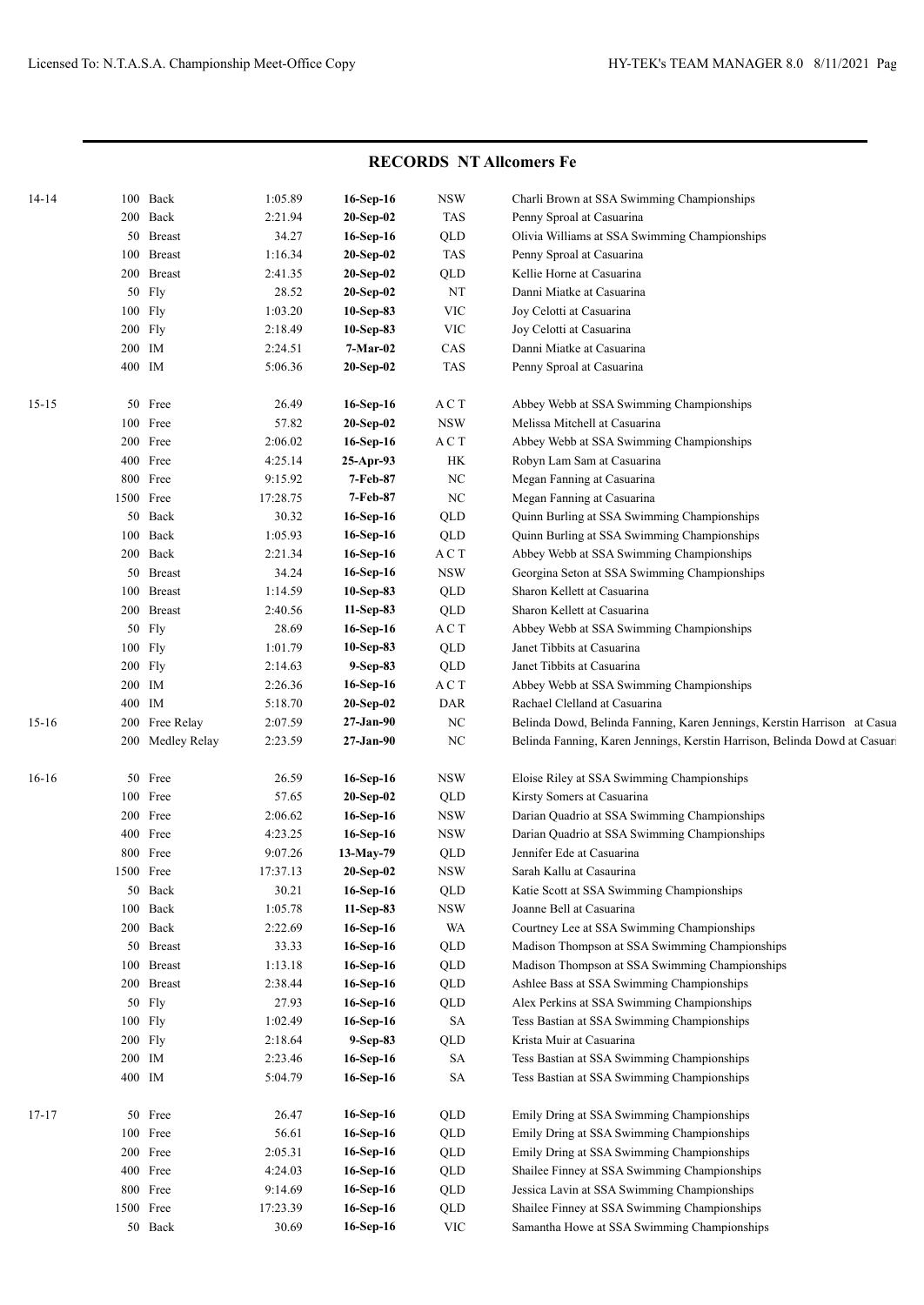## RECORDS NT Allcomers Fe

| Age | Event | Time | Date | Team | Name |
|---|---|---|---|---|---|
| 14-14 | 100 Back | 1:05.89 | **16-Sep-16** | NSW | Charli Brown at SSA Swimming Championships |
| | 200 Back | 2:21.94 | **20-Sep-02** | TAS | Penny Sproal at Casuarina |
| | 50 Breast | 34.27 | **16-Sep-16** | QLD | Olivia Williams at SSA Swimming Championships |
| | 100 Breast | 1:16.34 | **20-Sep-02** | TAS | Penny Sproal at Casuarina |
| | 200 Breast | 2:41.35 | **20-Sep-02** | QLD | Kellie Horne at Casuarina |
| | 50 Fly | 28.52 | **20-Sep-02** | NT | Danni Miatke at Casuarina |
| | 100 Fly | 1:03.20 | **10-Sep-83** | VIC | Joy Celotti at Casuarina |
| | 200 Fly | 2:18.49 | **10-Sep-83** | VIC | Joy Celotti at Casuarina |
| | 200 IM | 2:24.51 | **7-Mar-02** | CAS | Danni Miatke at Casuarina |
| | 400 IM | 5:06.36 | **20-Sep-02** | TAS | Penny Sproal at Casuarina |
| 15-15 | 50 Free | 26.49 | **16-Sep-16** | A C T | Abbey Webb at SSA Swimming Championships |
| | 100 Free | 57.82 | **20-Sep-02** | NSW | Melissa Mitchell at Casuarina |
| | 200 Free | 2:06.02 | **16-Sep-16** | A C T | Abbey Webb at SSA Swimming Championships |
| | 400 Free | 4:25.14 | **25-Apr-93** | HK | Robyn Lam Sam at Casuarina |
| | 800 Free | 9:15.92 | **7-Feb-87** | NC | Megan Fanning at Casuarina |
| | 1500 Free | 17:28.75 | **7-Feb-87** | NC | Megan Fanning at Casuarina |
| | 50 Back | 30.32 | **16-Sep-16** | QLD | Quinn Burling at SSA Swimming Championships |
| | 100 Back | 1:05.93 | **16-Sep-16** | QLD | Quinn Burling at SSA Swimming Championships |
| | 200 Back | 2:21.34 | **16-Sep-16** | A C T | Abbey Webb at SSA Swimming Championships |
| | 50 Breast | 34.24 | **16-Sep-16** | NSW | Georgina Seton at SSA Swimming Championships |
| | 100 Breast | 1:14.59 | **10-Sep-83** | QLD | Sharon Kellett at Casuarina |
| | 200 Breast | 2:40.56 | **11-Sep-83** | QLD | Sharon Kellett at Casuarina |
| | 50 Fly | 28.69 | **16-Sep-16** | A C T | Abbey Webb at SSA Swimming Championships |
| | 100 Fly | 1:01.79 | **10-Sep-83** | QLD | Janet Tibbits at Casuarina |
| | 200 Fly | 2:14.63 | **9-Sep-83** | QLD | Janet Tibbits at Casuarina |
| | 200 IM | 2:26.36 | **16-Sep-16** | A C T | Abbey Webb at SSA Swimming Championships |
| | 400 IM | 5:18.70 | **20-Sep-02** | DAR | Rachael Clelland at Casuarina |
| 15-16 | 200 Free Relay | 2:07.59 | **27-Jan-90** | NC | Belinda Dowd, Belinda Fanning, Karen Jennings, Kerstin Harrison at Casua |
| | 200 Medley Relay | 2:23.59 | **27-Jan-90** | NC | Belinda Fanning, Karen Jennings, Kerstin Harrison, Belinda Dowd at Casuar |
| 16-16 | 50 Free | 26.59 | **16-Sep-16** | NSW | Eloise Riley at SSA Swimming Championships |
| | 100 Free | 57.65 | **20-Sep-02** | QLD | Kirsty Somers at Casuarina |
| | 200 Free | 2:06.62 | **16-Sep-16** | NSW | Darian Quadrio at SSA Swimming Championships |
| | 400 Free | 4:23.25 | **16-Sep-16** | NSW | Darian Quadrio at SSA Swimming Championships |
| | 800 Free | 9:07.26 | **13-May-79** | QLD | Jennifer Ede at Casuarina |
| | 1500 Free | 17:37.13 | **20-Sep-02** | NSW | Sarah Kallu at Casaurina |
| | 50 Back | 30.21 | **16-Sep-16** | QLD | Katie Scott at SSA Swimming Championships |
| | 100 Back | 1:05.78 | **11-Sep-83** | NSW | Joanne Bell at Casuarina |
| | 200 Back | 2:22.69 | **16-Sep-16** | WA | Courtney Lee at SSA Swimming Championships |
| | 50 Breast | 33.33 | **16-Sep-16** | QLD | Madison Thompson at SSA Swimming Championships |
| | 100 Breast | 1:13.18 | **16-Sep-16** | QLD | Madison Thompson at SSA Swimming Championships |
| | 200 Breast | 2:38.44 | **16-Sep-16** | QLD | Ashlee Bass at SSA Swimming Championships |
| | 50 Fly | 27.93 | **16-Sep-16** | QLD | Alex Perkins at SSA Swimming Championships |
| | 100 Fly | 1:02.49 | **16-Sep-16** | SA | Tess Bastian at SSA Swimming Championships |
| | 200 Fly | 2:18.64 | **9-Sep-83** | QLD | Krista Muir at Casuarina |
| | 200 IM | 2:23.46 | **16-Sep-16** | SA | Tess Bastian at SSA Swimming Championships |
| | 400 IM | 5:04.79 | **16-Sep-16** | SA | Tess Bastian at SSA Swimming Championships |
| 17-17 | 50 Free | 26.47 | **16-Sep-16** | QLD | Emily Dring at SSA Swimming Championships |
| | 100 Free | 56.61 | **16-Sep-16** | QLD | Emily Dring at SSA Swimming Championships |
| | 200 Free | 2:05.31 | **16-Sep-16** | QLD | Emily Dring at SSA Swimming Championships |
| | 400 Free | 4:24.03 | **16-Sep-16** | QLD | Shailee Finney at SSA Swimming Championships |
| | 800 Free | 9:14.69 | **16-Sep-16** | QLD | Jessica Lavin at SSA Swimming Championships |
| | 1500 Free | 17:23.39 | **16-Sep-16** | QLD | Shailee Finney at SSA Swimming Championships |
| | 50 Back | 30.69 | **16-Sep-16** | VIC | Samantha Howe at SSA Swimming Championships |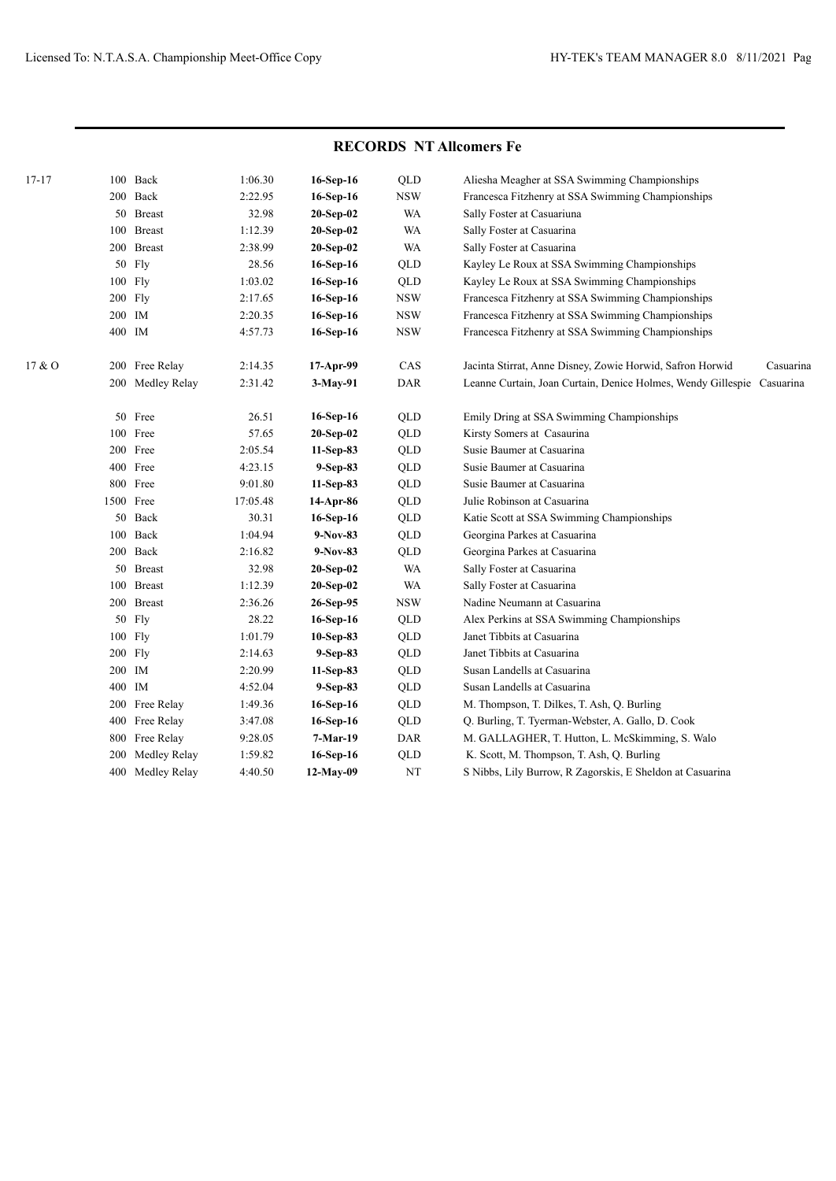## RECORDS NT Allcomers Fe

| Age | Event | Time | Date | Team | Name |
|---|---|---|---|---|---|
| 17-17 | 100 Back | 1:06.30 | **16-Sep-16** | QLD | Aliesha Meagher at SSA Swimming Championships |
| | 200 Back | 2:22.95 | **16-Sep-16** | NSW | Francesca Fitzhenry at SSA Swimming Championships |
| | 50 Breast | 32.98 | **20-Sep-02** | WA | Sally Foster at Casuariuna |
| | 100 Breast | 1:12.39 | **20-Sep-02** | WA | Sally Foster at Casuarina |
| | 200 Breast | 2:38.99 | **20-Sep-02** | WA | Sally Foster at Casuarina |
| | 50 Fly | 28.56 | **16-Sep-16** | QLD | Kayley Le Roux at SSA Swimming Championships |
| | 100 Fly | 1:03.02 | **16-Sep-16** | QLD | Kayley Le Roux at SSA Swimming Championships |
| | 200 Fly | 2:17.65 | **16-Sep-16** | NSW | Francesca Fitzhenry at SSA Swimming Championships |
| | 200 IM | 2:20.35 | **16-Sep-16** | NSW | Francesca Fitzhenry at SSA Swimming Championships |
| | 400 IM | 4:57.73 | **16-Sep-16** | NSW | Francesca Fitzhenry at SSA Swimming Championships |
| 17 & O | 200 Free Relay | 2:14.35 | **17-Apr-99** | CAS | Jacinta Stirrat, Anne Disney, Zowie Horwid, Safron Horwid Casuarina |
| | 200 Medley Relay | 2:31.42 | **3-May-91** | DAR | Leanne Curtain, Joan Curtain, Denice Holmes, Wendy Gillespie Casuarina |
| | 50 Free | 26.51 | **16-Sep-16** | QLD | Emily Dring at SSA Swimming Championships |
| | 100 Free | 57.65 | **20-Sep-02** | QLD | Kirsty Somers at Casuarina |
| | 200 Free | 2:05.54 | **11-Sep-83** | QLD | Susie Baumer at Casuarina |
| | 400 Free | 4:23.15 | **9-Sep-83** | QLD | Susie Baumer at Casuarina |
| | 800 Free | 9:01.80 | **11-Sep-83** | QLD | Susie Baumer at Casuarina |
| | 1500 Free | 17:05.48 | **14-Apr-86** | QLD | Julie Robinson at Casuarina |
| | 50 Back | 30.31 | **16-Sep-16** | QLD | Katie Scott at SSA Swimming Championships |
| | 100 Back | 1:04.94 | **9-Nov-83** | QLD | Georgina Parkes at Casuarina |
| | 200 Back | 2:16.82 | **9-Nov-83** | QLD | Georgina Parkes at Casuarina |
| | 50 Breast | 32.98 | **20-Sep-02** | WA | Sally Foster at Casuarina |
| | 100 Breast | 1:12.39 | **20-Sep-02** | WA | Sally Foster at Casuarina |
| | 200 Breast | 2:36.26 | **26-Sep-95** | NSW | Nadine Neumann at Casuarina |
| | 50 Fly | 28.22 | **16-Sep-16** | QLD | Alex Perkins at SSA Swimming Championships |
| | 100 Fly | 1:01.79 | **10-Sep-83** | QLD | Janet Tibbits at Casuarina |
| | 200 Fly | 2:14.63 | **9-Sep-83** | QLD | Janet Tibbits at Casuarina |
| | 200 IM | 2:20.99 | **11-Sep-83** | QLD | Susan Landells at Casuarina |
| | 400 IM | 4:52.04 | **9-Sep-83** | QLD | Susan Landells at Casuarina |
| | 200 Free Relay | 1:49.36 | **16-Sep-16** | QLD | M. Thompson, T. Dilkes, T. Ash, Q. Burling |
| | 400 Free Relay | 3:47.08 | **16-Sep-16** | QLD | Q. Burling, T. Tyerman-Webster, A. Gallo, D. Cook |
| | 800 Free Relay | 9:28.05 | **7-Mar-19** | DAR | M. GALLAGHER, T. Hutton, L. McSkimming, S. Walo |
| | 200 Medley Relay | 1:59.82 | **16-Sep-16** | QLD | K. Scott, M. Thompson, T. Ash, Q. Burling |
| | 400 Medley Relay | 4:40.50 | **12-May-09** | NT | S Nibbs, Lily Burrow, R Zagorskis, E Sheldon at Casuarina |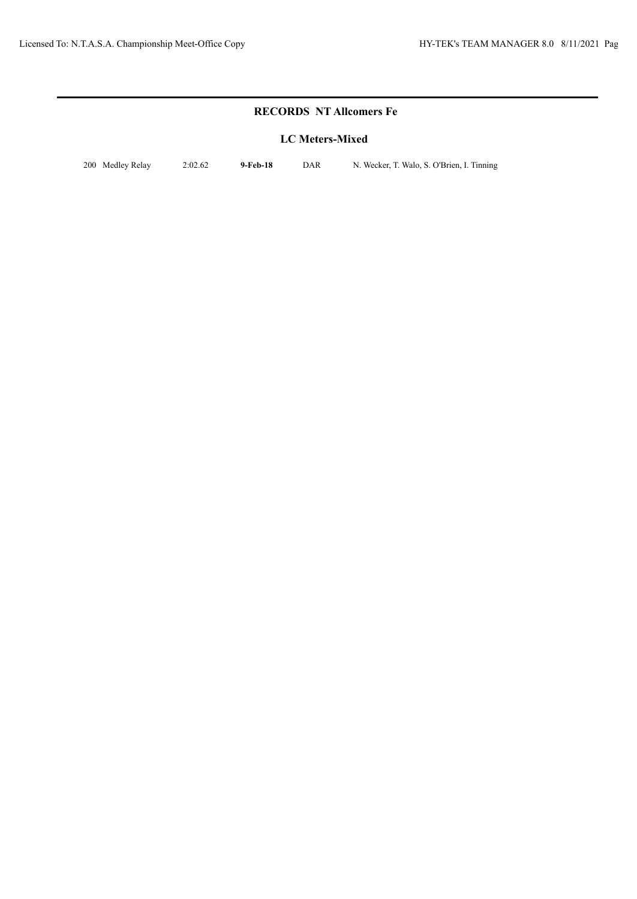## RECORDS NT Allcomers Fe

### LC Meters-Mixed

| | | | | |
|---|---|---|---|---|
| 200 Medley Relay | 2:02.62 | **9-Feb-18** | DAR | N. Wecker, T. Walo, S. O'Brien, I. Tinning |